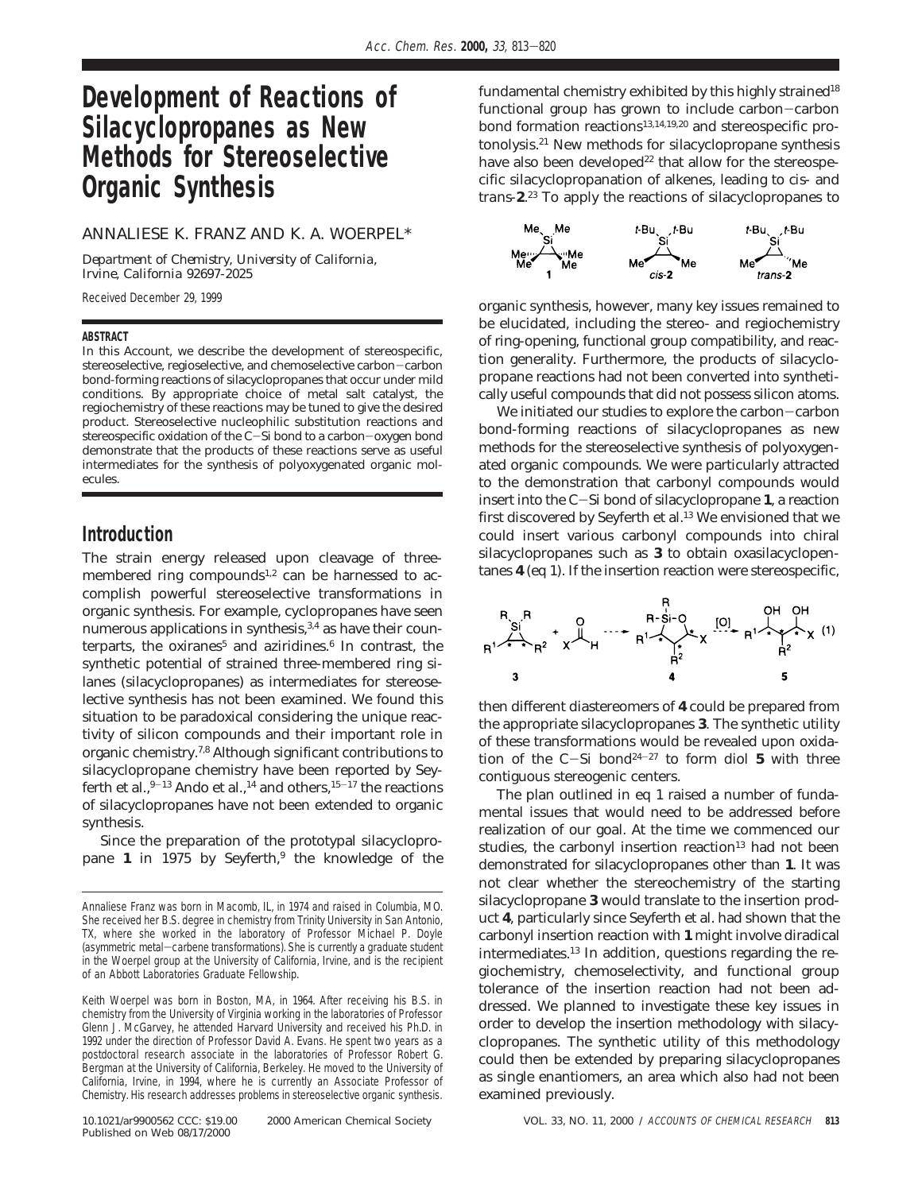# Development of Reactions of Silacyclopropanes as New Methods for Stereoselective Organic Synthesis

ANNALIESE K. FRANZ AND K. A. WOERPEL*

*Department of Chemistry, University of California, Irvine, California 92697-2025*

*Received December 29, 1999*

### ABSTRACT

In this Account, we describe the development of stereospecific, stereoselective, regioselective, and chemoselective carbon−carbon bond-forming reactions of silacyclopropanes that occur under mild conditions. By appropriate choice of metal salt catalyst, the regiochemistry of these reactions may be tuned to give the desired product. Stereoselective nucleophilic substitution reactions and stereospecific oxidation of the C−Si bond to a carbon−oxygen bond demonstrate that the products of these reactions serve as useful intermediates for the synthesis of polyoxygenated organic molecules.

## Introduction

The strain energy released upon cleavage of three-membered ring compounds[1,2] can be harnessed to accomplish powerful stereoselective transformations in organic synthesis. For example, cyclopropanes have seen numerous applications in synthesis,[3,4] as have their counterparts, the oxiranes[5] and aziridines.[6] In contrast, the synthetic potential of strained three-membered ring silanes (silacyclopropanes) as intermediates for stereoselective synthesis has not been examined. We found this situation to be paradoxical considering the unique reactivity of silicon compounds and their important role in organic chemistry.[7,8] Although significant contributions to silacyclopropane chemistry have been reported by Seyferth et al.,[9−13] Ando et al.,[14] and others,[15−17] the reactions of silacyclopropanes have not been extended to organic synthesis.

Since the preparation of the prototypal silacyclopropane **1** in 1975 by Seyferth,[9] the knowledge of the fundamental chemistry exhibited by this highly strained[18] functional group has grown to include carbon−carbon bond formation reactions[13,14,19,20] and stereospecific protonolysis.[21] New methods for silacyclopropane synthesis have also been developed[22] that allow for the stereospecific silacyclopropanation of alkenes, leading to *cis*- and *trans*-**2**.[23] To apply the reactions of silacyclopropanes to organic synthesis, however, many key issues remained to be elucidated, including the stereo- and regiochemistry of ring-opening, functional group compatibility, and reaction generality. Furthermore, the products of silacyclopropane reactions had not been converted into synthetically useful compounds that did not possess silicon atoms.

We initiated our studies to explore the carbon−carbon bond-forming reactions of silacyclopropanes as new methods for the stereoselective synthesis of polyoxygenated organic compounds. We were particularly attracted to the demonstration that carbonyl compounds would insert into the C−Si bond of silacyclopropane **1**, a reaction first discovered by Seyferth et al.[13] We envisioned that we could insert various carbonyl compounds into chiral silacyclopropanes such as **3** to obtain oxasilacyclopentanes **4** (eq 1). If the insertion reaction were stereospecific, then different diastereomers of **4** could be prepared from the appropriate silacyclopropanes **3**. The synthetic utility of these transformations would be revealed upon oxidation of the C−Si bond[24−27] to form diol **5** with three contiguous stereogenic centers.

The plan outlined in eq 1 raised a number of fundamental issues that would need to be addressed before realization of our goal. At the time we commenced our studies, the carbonyl insertion reaction[13] had not been demonstrated for silacyclopropanes other than **1**. It was not clear whether the stereochemistry of the starting silacyclopropane **3** would translate to the insertion product **4**, particularly since Seyferth et al. had shown that the carbonyl insertion reaction with **1** might involve diradical intermediates.[13] In addition, questions regarding the regiochemistry, chemoselectivity, and functional group tolerance of the insertion reaction had not been addressed. We planned to investigate these key issues in order to develop the insertion methodology with silacyclopropanes. The synthetic utility of this methodology could then be extended by preparing silacyclopropanes as single enantiomers, an area which also had not been examined previously.

---

Annaliese Franz was born in Macomb, IL, in 1974 and raised in Columbia, MO. She received her B.S. degree in chemistry from Trinity University in San Antonio, TX, where she worked in the laboratory of Professor Michael P. Doyle (asymmetric metal−carbene transformations). She is currently a graduate student in the Woerpel group at the University of California, Irvine, and is the recipient of an Abbott Laboratories Graduate Fellowship.

Keith Woerpel was born in Boston, MA, in 1964. After receiving his B.S. in chemistry from the University of Virginia working in the laboratories of Professor Glenn J. McGarvey, he attended Harvard University and received his Ph.D. in 1992 under the direction of Professor David A. Evans. He spent two years as a postdoctoral research associate in the laboratories of Professor Robert G. Bergman at the University of California, Berkeley. He moved to the University of California, Irvine, in 1994, where he is currently an Associate Professor of Chemistry. His research addresses problems in stereoselective organic synthesis.

10.1021/ar9900562 CCC: $19.00 © 2000 American Chemical Society
Published on Web 08/17/2000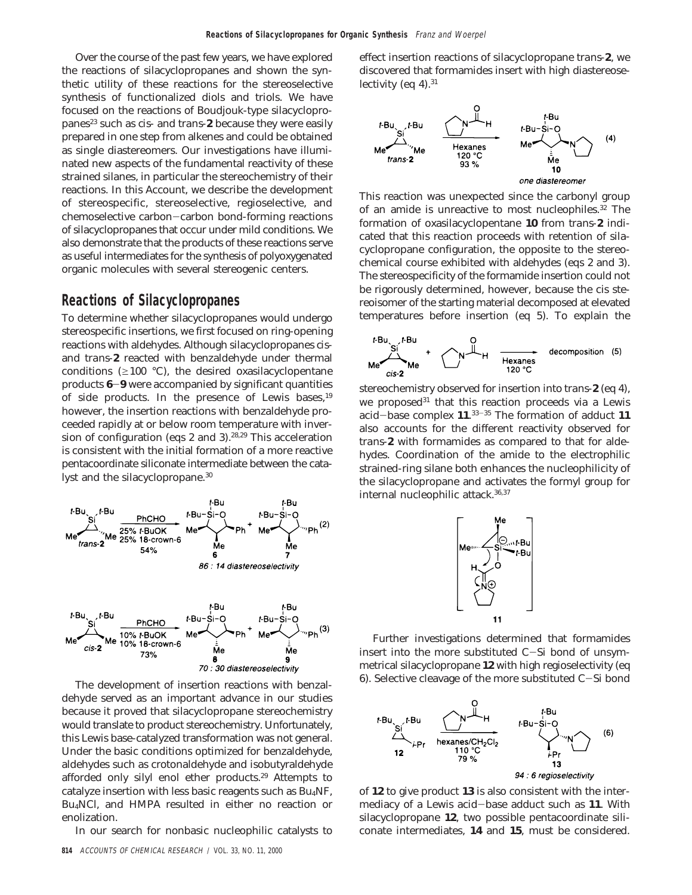Over the course of the past few years, we have explored the reactions of silacyclopropanes and shown the synthetic utility of these reactions for the stereoselective synthesis of functionalized diols and triols. We have focused on the reactions of Boudjouk-type silacyclopropanes[23] such as *cis*- and *trans*-**2** because they were easily prepared in one step from alkenes and could be obtained as single diastereomers. Our investigations have illuminated new aspects of the fundamental reactivity of these strained silanes, in particular the stereochemistry of their reactions. In this Account, we describe the development of stereospecific, stereoselective, regioselective, and chemoselective carbon–carbon bond-forming reactions of silacyclopropanes that occur under mild conditions. We also demonstrate that the products of these reactions serve as useful intermediates for the synthesis of polyoxygenated organic molecules with several stereogenic centers.

## Reactions of Silacyclopropanes

To determine whether silacyclopropanes would undergo stereospecific insertions, we first focused on ring-opening reactions with aldehydes. Although silacyclopropanes *cis*- and *trans*-**2** reacted with benzaldehyde under thermal conditions ($\geq$100 °C), the desired oxasilacyclopentane products **6**–**9** were accompanied by significant quantities of side products. In the presence of Lewis bases,[19] however, the insertion reactions with benzaldehyde proceeded rapidly at or below room temperature with inversion of configuration (eqs 2 and 3).[28,29] This acceleration is consistent with the initial formation of a more reactive pentacoordinate siliconate intermediate between the catalyst and the silacyclopropane.[30]

*trans*-**2** + PhCHO (25% *t*-BuOK, 25% 18-crown-6, 54%) → **6** + **7** (2)
86 : 14 diastereoselectivity

*cis*-**2** + PhCHO (10% *t*-BuOK, 10% 18-crown-6, 73%) → **8** + **9** (3)
70 : 30 diastereoselectivity

The development of insertion reactions with benzaldehyde served as an important advance in our studies because it proved that silacyclopropane stereochemistry would translate to product stereochemistry. Unfortunately, this Lewis base-catalyzed transformation was not general. Under the basic conditions optimized for benzaldehyde, aldehydes such as crotonaldehyde and isobutyraldehyde afforded only silyl enol ether products.[29] Attempts to catalyze insertion with less basic reagents such as $Bu_4NF$, $Bu_4NCl$, and HMPA resulted in either no reaction or enolization.

In our search for nonbasic nucleophilic catalysts to effect insertion reactions of silacyclopropane *trans*-**2**, we discovered that formamides insert with high diastereoselectivity (eq 4).[31]

*trans*-**2** + *N*-formylpyrrolidine (Hexanes, 120 °C, 93 %) → **10** (4)
one diastereomer

This reaction was unexpected since the carbonyl group of an amide is unreactive to most nucleophiles.[32] The formation of oxasilacyclopentane **10** from *trans*-**2** indicated that this reaction proceeds with retention of silacyclopropane configuration, the opposite to the stereochemical course exhibited with aldehydes (eqs 2 and 3). The stereospecificity of the formamide insertion could not be rigorously determined, however, because the cis stereoisomer of the starting material decomposed at elevated temperatures before insertion (eq 5). To explain the

*cis*-**2** + *N*-formylpyrrolidine (Hexanes, 120 °C) → decomposition (5)

stereochemistry observed for insertion into *trans*-**2** (eq 4), we proposed[31] that this reaction proceeds via a Lewis acid–base complex **11**.[33–35] The formation of adduct **11** also accounts for the different reactivity observed for *trans*-**2** with formamides as compared to that for aldehydes. Coordination of the amide to the electrophilic strained-ring silane both enhances the nucleophilicity of the silacyclopropane and activates the formyl group for internal nucleophilic attack.[36,37]

**11**

Further investigations determined that formamides insert into the more substituted C–Si bond of unsymmetrical silacyclopropane **12** with high regioselectivity (eq 6). Selective cleavage of the more substituted C–Si bond

**12** + *N*-formylpyrrolidine (hexanes/$CH_2Cl_2$, 110 °C, 79 %) → **13** (6)
94 : 6 regioselectivity

of **12** to give product **13** is also consistent with the intermediacy of a Lewis acid–base adduct such as **11**. With silacyclopropane **12**, two possible pentacoordinate siliconate intermediates, **14** and **15**, must be considered.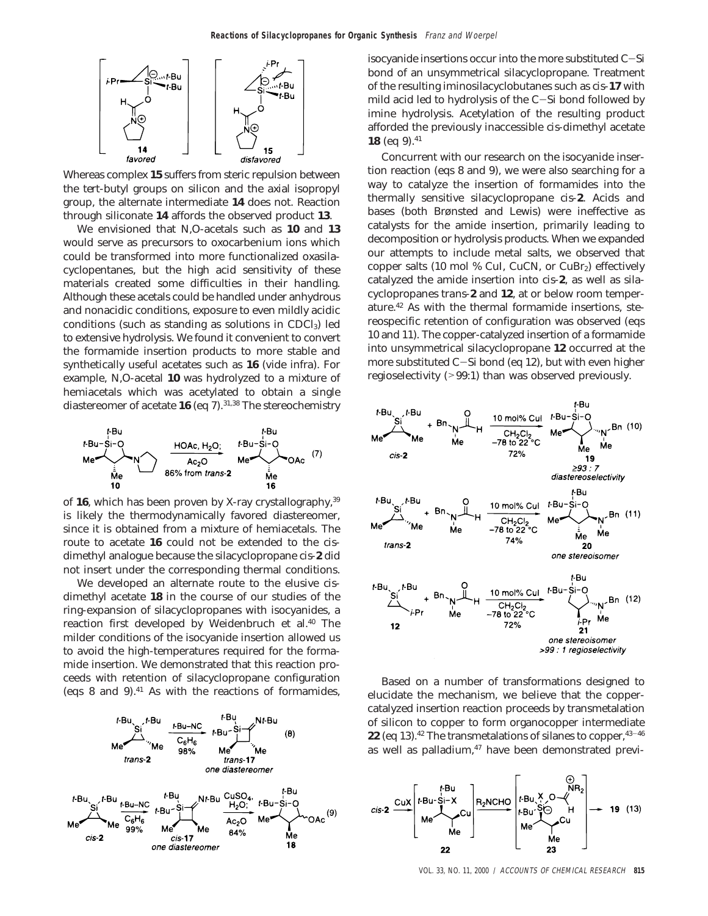Whereas complex **15** suffers from steric repulsion between the *tert*-butyl groups on silicon and the axial isopropyl group, the alternate intermediate **14** does not. Reaction through siliconate **14** affords the observed product **13**.

We envisioned that N,O-acetals such as **10** and **13** would serve as precursors to oxocarbenium ions which could be transformed into more functionalized oxasilacyclopentanes, but the high acid sensitivity of these materials created some difficulties in their handling. Although these acetals could be handled under anhydrous and nonacidic conditions, exposure to even mildly acidic conditions (such as standing as solutions in $CDCl_3$) led to extensive hydrolysis. We found it convenient to convert the formamide insertion products to more stable and synthetically useful acetates such as **16** (vide infra). For example, N,O-acetal **10** was hydrolyzed to a mixture of hemiacetals which was acetylated to obtain a single diastereomer of acetate **16** (eq 7).[31,38] The stereochemistry of **16**, which has been proven by X-ray crystallography,[39] is likely the thermodynamically favored diastereomer, since it is obtained from a mixture of hemiacetals. The route to acetate **16** could not be extended to the cis-dimethyl analogue because the silacyclopropane *cis*-**2** did not insert under the corresponding thermal conditions.

We developed an alternate route to the elusive cis-dimethyl acetate **18** in the course of our studies of the ring-expansion of silacyclopropanes with isocyanides, a reaction first developed by Weidenbruch et al.[40] The milder conditions of the isocyanide insertion allowed us to avoid the high-temperatures required for the formamide insertion. We demonstrated that this reaction proceeds with retention of silacyclopropane configuration (eqs 8 and 9).[41] As with the reactions of formamides, isocyanide insertions occur into the more substituted C–Si bond of an unsymmetrical silacyclopropane. Treatment of the resulting iminosilacyclobutanes such as *cis*-**17** with mild acid led to hydrolysis of the C–Si bond followed by imine hydrolysis. Acetylation of the resulting product afforded the previously inaccessible *cis*-dimethyl acetate **18** (eq 9).[41]

Concurrent with our research on the isocyanide insertion reaction (eqs 8 and 9), we were also searching for a way to catalyze the insertion of formamides into the thermally sensitive silacyclopropane *cis*-**2**. Acids and bases (both Brønsted and Lewis) were ineffective as catalysts for the amide insertion, primarily leading to decomposition or hydrolysis products. When we expanded our attempts to include metal salts, we observed that copper salts (10 mol % CuI, CuCN, or $CuBr_2$) effectively catalyzed the amide insertion into *cis*-**2**, as well as silacyclopropanes *trans*-**2** and **12**, at or below room temperature.[42] As with the thermal formamide insertions, stereospecific retention of configuration was observed (eqs 10 and 11). The copper-catalyzed insertion of a formamide into unsymmetrical silacyclopropane **12** occurred at the more substituted C–Si bond (eq 12), but with even higher regioselectivity (>99:1) than was observed previously.

Based on a number of transformations designed to elucidate the mechanism, we believe that the copper-catalyzed insertion reaction proceeds by transmetalation of silicon to copper to form organocopper intermediate **22** (eq 13).[42] The transmetalations of silanes to copper,[43–46] as well as palladium,[47] have been demonstrated previ-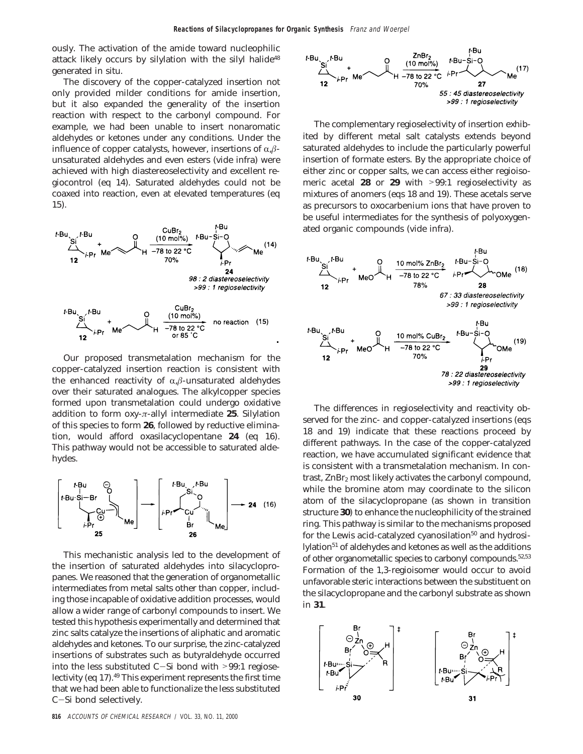ously. The activation of the amide toward nucleophilic attack likely occurs by silylation with the silyl halide[48] generated in situ.

The discovery of the copper-catalyzed insertion not only provided milder conditions for amide insertion, but it also expanded the generality of the insertion reaction with respect to the carbonyl compound. For example, we had been unable to insert nonaromatic aldehydes or ketones under any conditions. Under the influence of copper catalysts, however, insertions of $\alpha,\beta$-unsaturated aldehydes and even esters (vide infra) were achieved with high diastereoselectivity and excellent regiocontrol (eq 14). Saturated aldehydes could not be coaxed into reaction, even at elevated temperatures (eq 15).

Our proposed transmetalation mechanism for the copper-catalyzed insertion reaction is consistent with the enhanced reactivity of $\alpha,\beta$-unsaturated aldehydes over their saturated analogues. The alkylcopper species formed upon transmetalation could undergo oxidative addition to form oxy-$\pi$-allyl intermediate **25**. Silylation of this species to form **26**, followed by reductive elimination, would afford oxasilacyclopentane **24** (eq 16). This pathway would not be accessible to saturated aldehydes.

This mechanistic analysis led to the development of the insertion of saturated aldehydes into silacyclopropanes. We reasoned that the generation of organometallic intermediates from metal salts other than copper, including those incapable of oxidative addition processes, would allow a wider range of carbonyl compounds to insert. We tested this hypothesis experimentally and determined that zinc salts catalyze the insertions of aliphatic and aromatic aldehydes and ketones. To our surprise, the zinc-catalyzed insertions of substrates such as butyraldehyde occurred into the less substituted C–Si bond with >99:1 regioselectivity (eq 17).[49] This experiment represents the first time that we had been able to functionalize the less substituted C–Si bond selectively.

The complementary regioselectivity of insertion exhibited by different metal salt catalysts extends beyond saturated aldehydes to include the particularly powerful insertion of formate esters. By the appropriate choice of either zinc or copper salts, we can access either regioisomeric acetal **28** or **29** with >99:1 regioselectivity as mixtures of anomers (eqs 18 and 19). These acetals serve as precursors to oxocarbenium ions that have proven to be useful intermediates for the synthesis of polyoxygenated organic compounds (vide infra).

The differences in regioselectivity and reactivity observed for the zinc- and copper-catalyzed insertions (eqs 18 and 19) indicate that these reactions proceed by different pathways. In the case of the copper-catalyzed reaction, we have accumulated significant evidence that is consistent with a transmetalation mechanism. In contrast, $ZnBr_2$ most likely activates the carbonyl compound, while the bromine atom may coordinate to the silicon atom of the silacyclopropane (as shown in transition structure **30**) to enhance the nucleophilicity of the strained ring. This pathway is similar to the mechanisms proposed for the Lewis acid-catalyzed cyanosilation[50] and hydrosilylation[51] of aldehydes and ketones as well as the additions of other organometallic species to carbonyl compounds.[52,53] Formation of the 1,3-regioisomer would occur to avoid unfavorable steric interactions between the substituent on the silacyclopropane and the carbonyl substrate as shown in **31**.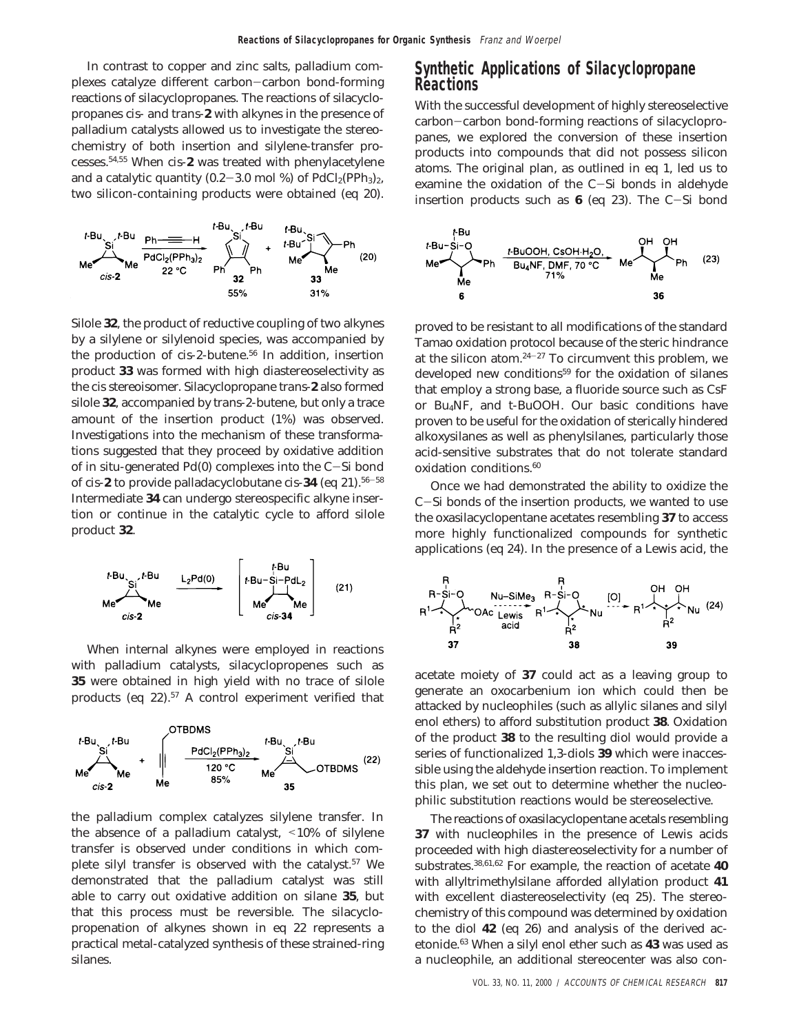In contrast to copper and zinc salts, palladium complexes catalyze different carbon−carbon bond-forming reactions of silacyclopropanes. The reactions of silacyclopropanes cis- and trans-**2** with alkynes in the presence of palladium catalysts allowed us to investigate the stereochemistry of both insertion and silylene-transfer processes.[54,55] When cis-**2** was treated with phenylacetylene and a catalytic quantity (0.2−3.0 mol %) of $PdCl_2(PPh_3)_2$, two silicon-containing products were obtained (eq 20).

Silole **32**, the product of reductive coupling of two alkynes by a silylene or silylenoid species, was accompanied by the production of cis-2-butene.[56] In addition, insertion product **33** was formed with high diastereoselectivity as the cis stereoisomer. Silacyclopropane trans-**2** also formed silole **32**, accompanied by trans-2-butene, but only a trace amount of the insertion product (1%) was observed. Investigations into the mechanism of these transformations suggested that they proceed by oxidative addition of in situ-generated Pd(0) complexes into the C−Si bond of cis-**2** to provide palladacyclobutane cis-**34** (eq 21).[56−58] Intermediate **34** can undergo stereospecific alkyne insertion or continue in the catalytic cycle to afford silole product **32**.

When internal alkynes were employed in reactions with palladium catalysts, silacyclopropenes such as **35** were obtained in high yield with no trace of silole products (eq 22).[57] A control experiment verified that the palladium complex catalyzes silylene transfer. In the absence of a palladium catalyst, <10% of silylene transfer is observed under conditions in which complete silyl transfer is observed with the catalyst.[57] We demonstrated that the palladium catalyst was still able to carry out oxidative addition on silane **35**, but that this process must be reversible. The silacyclopropenation of alkynes shown in eq 22 represents a practical metal-catalyzed synthesis of these strained-ring silanes.

## Synthetic Applications of Silacyclopropane Reactions

With the successful development of highly stereoselective carbon−carbon bond-forming reactions of silacyclopropanes, we explored the conversion of these insertion products into compounds that did not possess silicon atoms. The original plan, as outlined in eq 1, led us to examine the oxidation of the C−Si bonds in aldehyde insertion products such as **6** (eq 23). The C−Si bond proved to be resistant to all modifications of the standard Tamao oxidation protocol because of the steric hindrance at the silicon atom.[24−27] To circumvent this problem, we developed new conditions[59] for the oxidation of silanes that employ a strong base, a fluoride source such as CsF or $Bu_4NF$, and t-BuOOH. Our basic conditions have proven to be useful for the oxidation of sterically hindered alkoxysilanes as well as phenylsilanes, particularly those acid-sensitive substrates that do not tolerate standard oxidation conditions.[60]

Once we had demonstrated the ability to oxidize the C−Si bonds of the insertion products, we wanted to use the oxasilacyclopentane acetates resembling **37** to access more highly functionalized compounds for synthetic applications (eq 24). In the presence of a Lewis acid, the acetate moiety of **37** could act as a leaving group to generate an oxocarbenium ion which could then be attacked by nucleophiles (such as allylic silanes and silyl enol ethers) to afford substitution product **38**. Oxidation of the product **38** to the resulting diol would provide a series of functionalized 1,3-diols **39** which were inaccessible using the aldehyde insertion reaction. To implement this plan, we set out to determine whether the nucleophilic substitution reactions would be stereoselective.

The reactions of oxasilacyclopentane acetals resembling **37** with nucleophiles in the presence of Lewis acids proceeded with high diastereoselectivity for a number of substrates.[38,61,62] For example, the reaction of acetate **40** with allyltrimethylsilane afforded allylation product **41** with excellent diastereoselectivity (eq 25). The stereochemistry of this compound was determined by oxidation to the diol **42** (eq 26) and analysis of the derived acetonide.[63] When a silyl enol ether such as **43** was used as a nucleophile, an additional stereocenter was also con-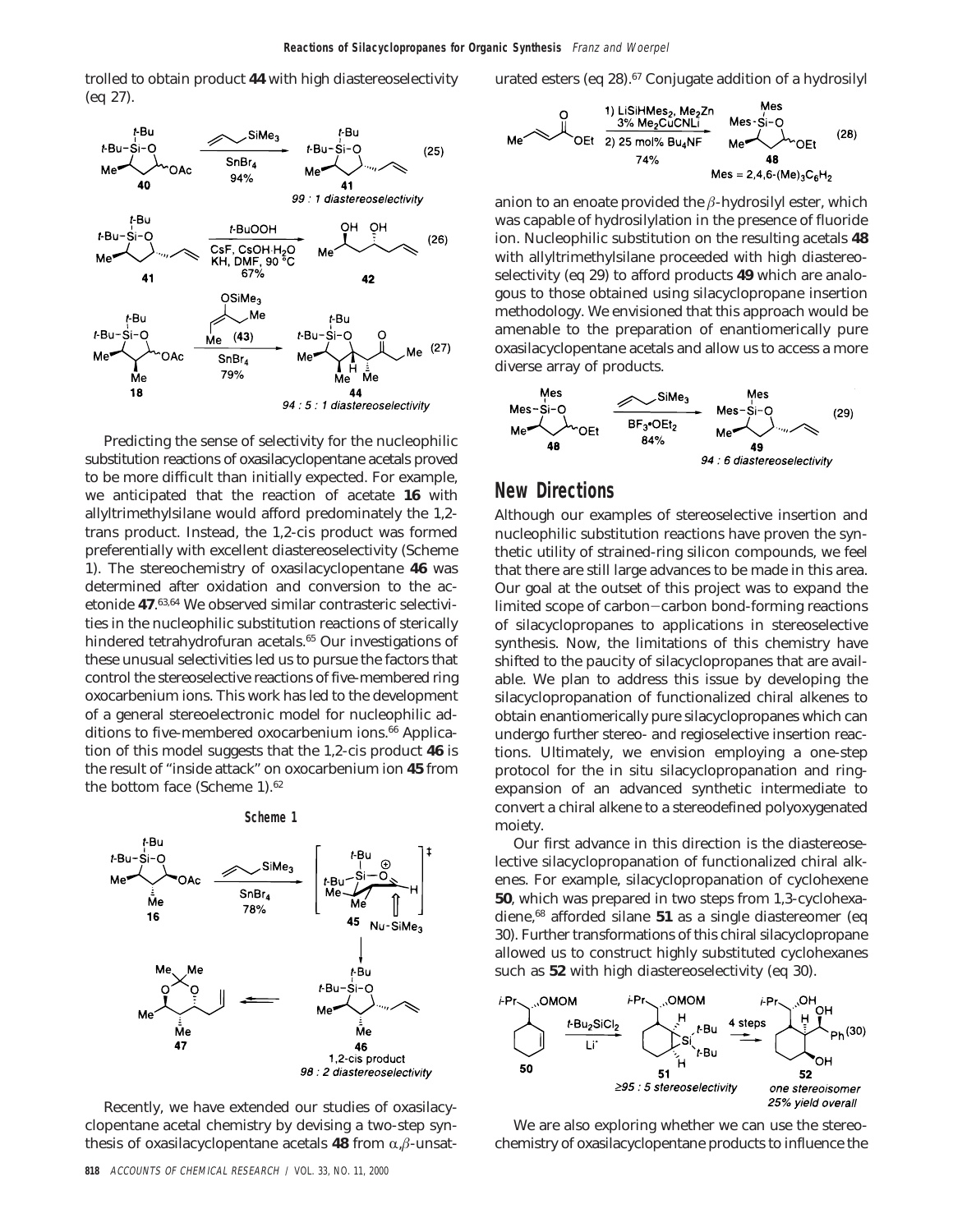trolled to obtain product **44** with high diastereoselectivity (eq 27).

Predicting the sense of selectivity for the nucleophilic substitution reactions of oxasilacyclopentane acetals proved to be more difficult than initially expected. For example, we anticipated that the reaction of acetate **16** with allyltrimethylsilane would afford predominately the 1,2-trans product. Instead, the 1,2-cis product was formed preferentially with excellent diastereoselectivity (Scheme 1). The stereochemistry of oxasilacyclopentane **46** was determined after oxidation and conversion to the acetonide **47**.[63,64] We observed similar contrasteric selectivities in the nucleophilic substitution reactions of sterically hindered tetrahydrofuran acetals.[65] Our investigations of these unusual selectivities led us to pursue the factors that control the stereoselective reactions of five-membered ring oxocarbenium ions. This work has led to the development of a general stereoelectronic model for nucleophilic additions to five-membered oxocarbenium ions.[66] Application of this model suggests that the 1,2-cis product **46** is the result of "inside attack" on oxocarbenium ion **45** from the bottom face (Scheme 1).[62]

**Scheme 1**

Recently, we have extended our studies of oxasilacyclopentane acetal chemistry by devising a two-step synthesis of oxasilacyclopentane acetals **48** from α,β-unsaturated esters (eq 28).[67] Conjugate addition of a hydrosilyl anion to an enoate provided the β-hydrosilyl ester, which was capable of hydrosilylation in the presence of fluoride ion. Nucleophilic substitution on the resulting acetals **48** with allyltrimethylsilane proceeded with high diastereoselectivity (eq 29) to afford products **49** which are analogous to those obtained using silacyclopropane insertion methodology. We envisioned that this approach would be amenable to the preparation of enantiomerically pure oxasilacyclopentane acetals and allow us to access a more diverse array of products.

## New Directions

Although our examples of stereoselective insertion and nucleophilic substitution reactions have proven the synthetic utility of strained-ring silicon compounds, we feel that there are still large advances to be made in this area. Our goal at the outset of this project was to expand the limited scope of carbon–carbon bond-forming reactions of silacyclopropanes to applications in stereoselective synthesis. Now, the limitations of this chemistry have shifted to the paucity of silacyclopropanes that are available. We plan to address this issue by developing the silacyclopropanation of functionalized chiral alkenes to obtain enantiomerically pure silacyclopropanes which can undergo further stereo- and regioselective insertion reactions. Ultimately, we envision employing a one-step protocol for the in situ silacyclopropanation and ring-expansion of an advanced synthetic intermediate to convert a chiral alkene to a stereodefined polyoxygenated moiety.

Our first advance in this direction is the diastereoselective silacyclopropanation of functionalized chiral alkenes. For example, silacyclopropanation of cyclohexene **50**, which was prepared in two steps from 1,3-cyclohexadiene,[68] afforded silane **51** as a single diastereomer (eq 30). Further transformations of this chiral silacyclopropane allowed us to construct highly substituted cyclohexanes such as **52** with high diastereoselectivity (eq 30).

We are also exploring whether we can use the stereochemistry of oxasilacyclopentane products to influence the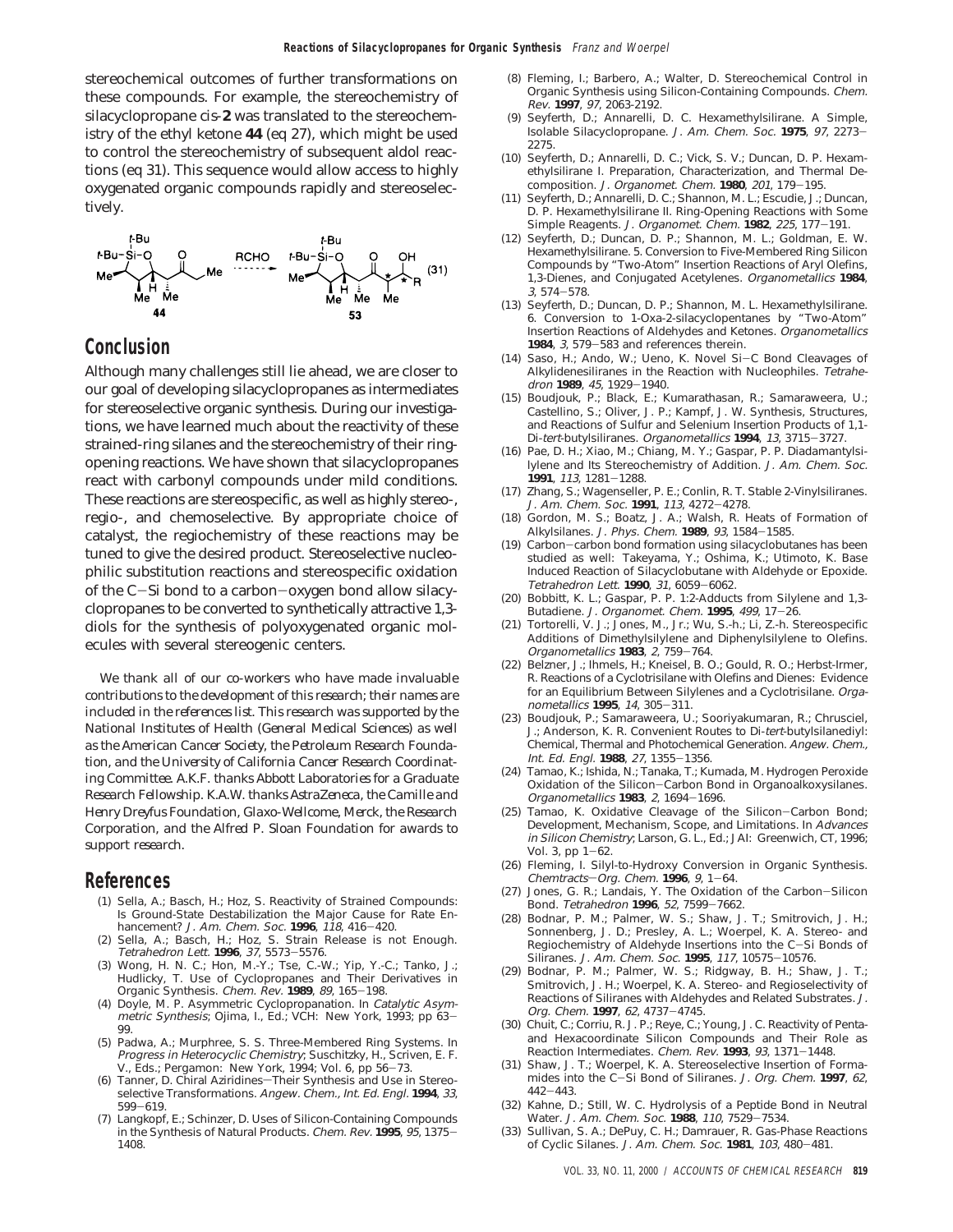stereochemical outcomes of further transformations on these compounds. For example, the stereochemistry of silacyclopropane *cis*-**2** was translated to the stereochemistry of the ethyl ketone **44** (eq 27), which might be used to control the stereochemistry of subsequent aldol reactions (eq 31). This sequence would allow access to highly oxygenated organic compounds rapidly and stereoselectively.

(31)

## Conclusion

Although many challenges still lie ahead, we are closer to our goal of developing silacyclopropanes as intermediates for stereoselective organic synthesis. During our investigations, we have learned much about the reactivity of these strained-ring silanes and the stereochemistry of their ring-opening reactions. We have shown that silacyclopropanes react with carbonyl compounds under mild conditions. These reactions are stereospecific, as well as highly stereo-, regio-, and chemoselective. By appropriate choice of catalyst, the regiochemistry of these reactions may be tuned to give the desired product. Stereoselective nucleophilic substitution reactions and stereospecific oxidation of the C−Si bond to a carbon−oxygen bond allow silacyclopropanes to be converted to synthetically attractive 1,3-diols for the synthesis of polyoxygenated organic molecules with several stereogenic centers.

*We thank all of our co-workers who have made invaluable contributions to the development of this research; their names are included in the references list. This research was supported by the National Institutes of Health (General Medical Sciences) as well as the American Cancer Society, the Petroleum Research Foundation, and the University of California Cancer Research Coordinating Committee. A.K.F. thanks Abbott Laboratories for a Graduate Research Fellowship. K.A.W. thanks AstraZeneca, the Camille and Henry Dreyfus Foundation, Glaxo-Wellcome, Merck, the Research Corporation, and the Alfred P. Sloan Foundation for awards to support research.*

## References

(1) Sella, A.; Basch, H.; Hoz, S. Reactivity of Strained Compounds: Is Ground-State Destabilization the Major Cause for Rate Enhancement? *J. Am. Chem. Soc.* **1996**, *118*, 416−420.

(2) Sella, A.; Basch, H.; Hoz, S. Strain Release is not Enough. *Tetrahedron Lett.* **1996**, *37*, 5573−5576.

(3) Wong, H. N. C.; Hon, M.-Y.; Tse, C.-W.; Yip, Y.-C.; Tanko, J.; Hudlicky, T. Use of Cyclopropanes and Their Derivatives in Organic Synthesis. *Chem. Rev.* **1989**, *89*, 165−198.

(4) Doyle, M. P. Asymmetric Cyclopropanation. In *Catalytic Asymmetric Synthesis*; Ojima, I., Ed.; VCH: New York, 1993; pp 63−99.

(5) Padwa, A.; Murphree, S. S. Three-Membered Ring Systems. In *Progress in Heterocyclic Chemistry*; Suschitzky, H., Scriven, E. F. V., Eds.; Pergamon: New York, 1994; Vol. 6, pp 56−73.

(6) Tanner, D. Chiral Aziridines−Their Synthesis and Use in Stereoselective Transformations. *Angew. Chem., Int. Ed. Engl.* **1994**, *33*, 599−619.

(7) Langkopf, E.; Schinzer, D. Uses of Silicon-Containing Compounds in the Synthesis of Natural Products. *Chem. Rev.* **1995**, *95*, 1375−1408.

(8) Fleming, I.; Barbero, A.; Walter, D. Stereochemical Control in Organic Synthesis using Silicon-Containing Compounds. *Chem. Rev.* **1997**, *97*, 2063-2192.

(9) Seyferth, D.; Annarelli, D. C. Hexamethylsilirane. A Simple, Isolable Silacyclopropane. *J. Am. Chem. Soc.* **1975**, *97*, 2273−2275.

(10) Seyferth, D.; Annarelli, D. C.; Vick, S. V.; Duncan, D. P. Hexamethylsilirane I. Preparation, Characterization, and Thermal Decomposition. *J. Organomet. Chem.* **1980**, *201*, 179−195.

(11) Seyferth, D.; Annarelli, D. C.; Shannon, M. L.; Escudie, J.; Duncan, D. P. Hexamethylsilirane II. Ring-Opening Reactions with Some Simple Reagents. *J. Organomet. Chem.* **1982**, *225*, 177−191.

(12) Seyferth, D.; Duncan, D. P.; Shannon, M. L.; Goldman, E. W. Hexamethylsilirane. 5. Conversion to Five-Membered Ring Silicon Compounds by "Two-Atom" Insertion Reactions of Aryl Olefins, 1,3-Dienes, and Conjugated Acetylenes. *Organometallics* **1984**, *3*, 574−578.

(13) Seyferth, D.; Duncan, D. P.; Shannon, M. L. Hexamethylsilirane. 6. Conversion to 1-Oxa-2-silacyclopentanes by "Two-Atom" Insertion Reactions of Aldehydes and Ketones. *Organometallics* **1984**, *3*, 579−583 and references therein.

(14) Saso, H.; Ando, W.; Ueno, K. Novel Si−C Bond Cleavages of Alkylidenesiliranes in the Reaction with Nucleophiles. *Tetrahedron* **1989**, *45*, 1929−1940.

(15) Boudjouk, P.; Black, E.; Kumarathasan, R.; Samaraweera, U.; Castellino, S.; Oliver, J. P.; Kampf, J. W. Synthesis, Structures, and Reactions of Sulfur and Selenium Insertion Products of 1,1-Di-*tert*-butylsiliranes. *Organometallics* **1994**, *13*, 3715−3727.

(16) Pae, D. H.; Xiao, M.; Chiang, M. Y.; Gaspar, P. P. Diadamantylsilylene and Its Stereochemistry of Addition. *J. Am. Chem. Soc.* **1991**, *113*, 1281−1288.

(17) Zhang, S.; Wagenseller, P. E.; Conlin, R. T. Stable 2-Vinylsiliranes. *J. Am. Chem. Soc.* **1991**, *113*, 4272−4278.

(18) Gordon, M. S.; Boatz, J. A.; Walsh, R. Heats of Formation of Alkylsilanes. *J. Phys. Chem.* **1989**, *93*, 1584−1585.

(19) Carbon−carbon bond formation using silacyclobutanes has been studied as well: Takeyama, Y.; Oshima, K.; Utimoto, K. Base Induced Reaction of Silacyclobutane with Aldehyde or Epoxide. *Tetrahedron Lett.* **1990**, *31*, 6059−6062.

(20) Bobbitt, K. L.; Gaspar, P. P. 1:2-Adducts from Silylene and 1,3-Butadiene. *J. Organomet. Chem.* **1995**, *499*, 17−26.

(21) Tortorelli, V. J.; Jones, M., Jr.; Wu, S.-h.; Li, Z.-h. Stereospecific Additions of Dimethylsilylene and Diphenylsilylene to Olefins. *Organometallics* **1983**, *2*, 759−764.

(22) Belzner, J.; Ihmels, H.; Kneisel, B. O.; Gould, R. O.; Herbst-Irmer, R. Reactions of a Cyclotrisilane with Olefins and Dienes: Evidence for an Equilibrium Between Silylenes and a Cyclotrisilane. *Organometallics* **1995**, *14*, 305−311.

(23) Boudjouk, P.; Samaraweera, U.; Sooriyakumaran, R.; Chrusciel, J.; Anderson, K. R. Convenient Routes to Di-*tert*-butylsilanediyl: Chemical, Thermal and Photochemical Generation. *Angew. Chem., Int. Ed. Engl.* **1988**, *27*, 1355−1356.

(24) Tamao, K.; Ishida, N.; Tanaka, T.; Kumada, M. Hydrogen Peroxide Oxidation of the Silicon−Carbon Bond in Organoalkoxysilanes. *Organometallics* **1983**, *2*, 1694−1696.

(25) Tamao, K. Oxidative Cleavage of the Silicon−Carbon Bond; Development, Mechanism, Scope, and Limitations. In *Advances in Silicon Chemistry*; Larson, G. L., Ed.; JAI: Greenwich, CT, 1996; Vol. 3, pp 1−62.

(26) Fleming, I. Silyl-to-Hydroxy Conversion in Organic Synthesis. *Chemtracts−Org. Chem.* **1996**, *9*, 1−64.

(27) Jones, G. R.; Landais, Y. The Oxidation of the Carbon−Silicon Bond. *Tetrahedron* **1996**, *52*, 7599−7662.

(28) Bodnar, P. M.; Palmer, W. S.; Shaw, J. T.; Smitrovich, J. H.; Sonnenberg, J. D.; Presley, A. L.; Woerpel, K. A. Stereo- and Regiochemistry of Aldehyde Insertions into the C−Si Bonds of Siliranes. *J. Am. Chem. Soc.* **1995**, *117*, 10575−10576.

(29) Bodnar, P. M.; Palmer, W. S.; Ridgway, B. H.; Shaw, J. T.; Smitrovich, J. H.; Woerpel, K. A. Stereo- and Regioselectivity of Reactions of Siliranes with Aldehydes and Related Substrates. *J. Org. Chem.* **1997**, *62*, 4737−4745.

(30) Chuit, C.; Corriu, R. J. P.; Reye, C.; Young, J. C. Reactivity of Penta- and Hexacoordinate Silicon Compounds and Their Role as Reaction Intermediates. *Chem. Rev.* **1993**, *93*, 1371−1448.

(31) Shaw, J. T.; Woerpel, K. A. Stereoselective Insertion of Formamides into the C−Si Bond of Siliranes. *J. Org. Chem.* **1997**, *62*, 442−443.

(32) Kahne, D.; Still, W. C. Hydrolysis of a Peptide Bond in Neutral Water. *J. Am. Chem. Soc.* **1988**, *110*, 7529−7534.

(33) Sullivan, S. A.; DePuy, C. H.; Damrauer, R. Gas-Phase Reactions of Cyclic Silanes. *J. Am. Chem. Soc.* **1981**, *103*, 480−481.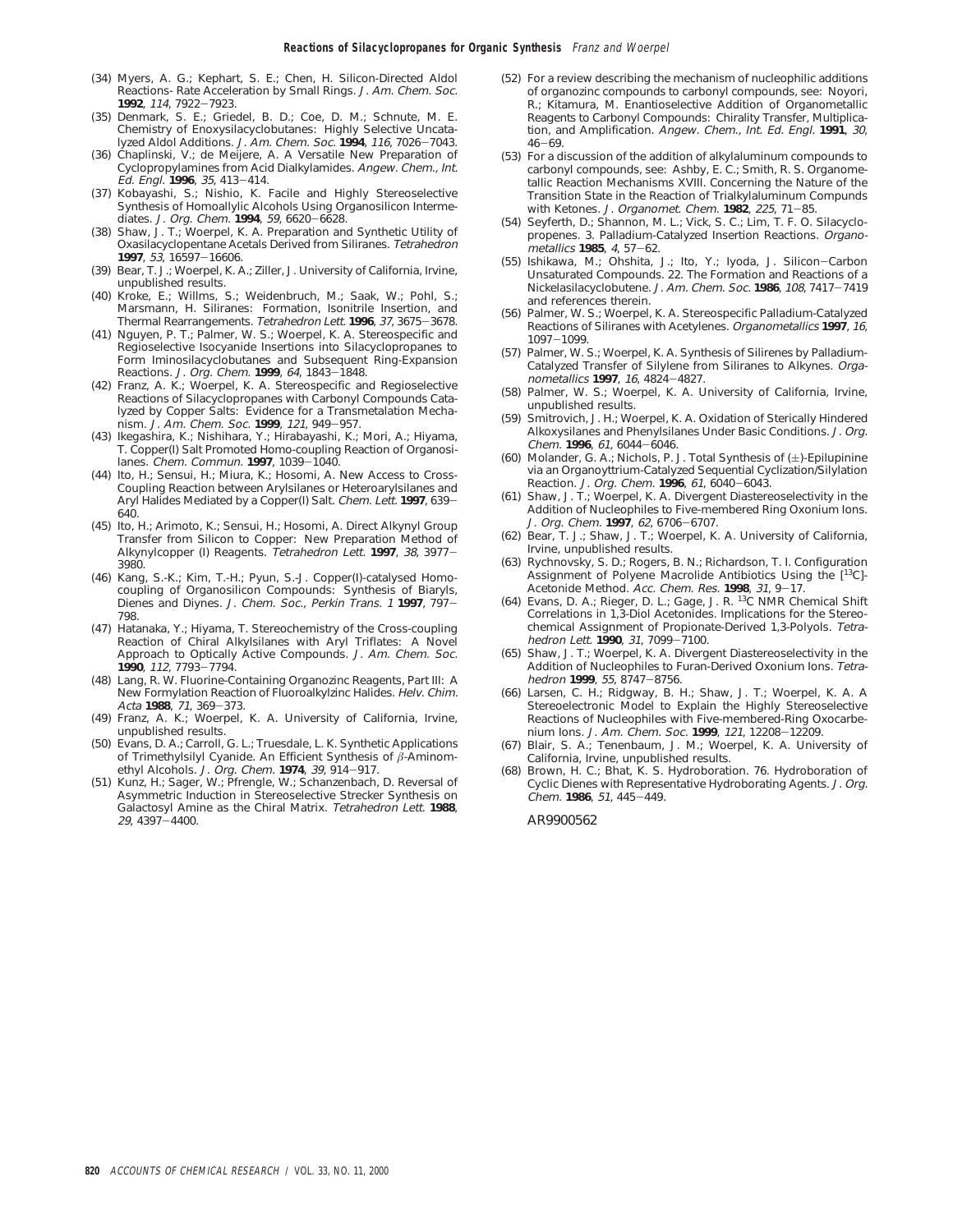(34) Myers, A. G.; Kephart, S. E.; Chen, H. Silicon-Directed Aldol Reactions- Rate Acceleration by Small Rings. *J. Am. Chem. Soc.* **1992**, *114*, 7922–7923.

(35) Denmark, S. E.; Griedel, B. D.; Coe, D. M.; Schnute, M. E. Chemistry of Enoxysilacyclobutanes: Highly Selective Uncatalyzed Aldol Additions. *J. Am. Chem. Soc.* **1994**, *116*, 7026–7043.

(36) Chaplinski, V.; de Meijere, A. A Versatile New Preparation of Cyclopropylamines from Acid Dialkylamides. *Angew. Chem., Int. Ed. Engl.* **1996**, *35*, 413–414.

(37) Kobayashi, S.; Nishio, K. Facile and Highly Stereoselective Synthesis of Homoallylic Alcohols Using Organosilicon Intermediates. *J. Org. Chem.* **1994**, *59*, 6620–6628.

(38) Shaw, J. T.; Woerpel, K. A. Preparation and Synthetic Utility of Oxasilacyclopentane Acetals Derived from Siliranes. *Tetrahedron* **1997**, *53*, 16597–16606.

(39) Bear, T. J.; Woerpel, K. A.; Ziller, J. University of California, Irvine, unpublished results.

(40) Kroke, E.; Willms, S.; Weidenbruch, M.; Saak, W.; Pohl, S.; Marsmann, H. Siliranes: Formation, Isonitrile Insertion, and Thermal Rearrangements. *Tetrahedron Lett.* **1996**, *37*, 3675–3678.

(41) Nguyen, P. T.; Palmer, W. S.; Woerpel, K. A. Stereospecific and Regioselective Isocyanide Insertions into Silacyclopropanes to Form Iminosilacyclobutanes and Subsequent Ring-Expansion Reactions. *J. Org. Chem.* **1999**, *64*, 1843–1848.

(42) Franz, A. K.; Woerpel, K. A. Stereospecific and Regioselective Reactions of Silacyclopropanes with Carbonyl Compounds Catalyzed by Copper Salts: Evidence for a Transmetalation Mechanism. *J. Am. Chem. Soc.* **1999**, *121*, 949–957.

(43) Ikegashira, K.; Nishihara, Y.; Hirabayashi, K.; Mori, A.; Hiyama, T. Copper(I) Salt Promoted Homo-coupling Reaction of Organosilanes. *Chem. Commun.* **1997**, 1039–1040.

(44) Ito, H.; Sensui, H.; Miura, K.; Hosomi, A. New Access to Cross-Coupling Reaction between Arylsilanes or Heteroarylsilanes and Aryl Halides Mediated by a Copper(I) Salt. *Chem. Lett.* **1997**, 639–640.

(45) Ito, H.; Arimoto, K.; Sensui, H.; Hosomi, A. Direct Alkynyl Group Transfer from Silicon to Copper: New Preparation Method of Alkynylcopper (I) Reagents. *Tetrahedron Lett.* **1997**, *38*, 3977–3980.

(46) Kang, S.-K.; Kim, T.-H.; Pyun, S.-J. Copper(I)-catalysed Homocoupling of Organosilicon Compounds: Synthesis of Biaryls, Dienes and Diynes. *J. Chem. Soc., Perkin Trans. 1* **1997**, 797–798.

(47) Hatanaka, Y.; Hiyama, T. Stereochemistry of the Cross-coupling Reaction of Chiral Alkylsilanes with Aryl Triflates: A Novel Approach to Optically Active Compounds. *J. Am. Chem. Soc.* **1990**, *112*, 7793–7794.

(48) Lang, R. W. Fluorine-Containing Organozinc Reagents, Part III: A New Formylation Reaction of Fluoroalkylzinc Halides. *Helv. Chim. Acta* **1988**, *71*, 369–373.

(49) Franz, A. K.; Woerpel, K. A. University of California, Irvine, unpublished results.

(50) Evans, D. A.; Carroll, G. L.; Truesdale, L. K. Synthetic Applications of Trimethylsilyl Cyanide. An Efficient Synthesis of $\beta$-Aminomethyl Alcohols. *J. Org. Chem.* **1974**, *39*, 914–917.

(51) Kunz, H.; Sager, W.; Pfrengle, W.; Schanzenbach, D. Reversal of Asymmetric Induction in Stereoselective Strecker Synthesis on Galactosyl Amine as the Chiral Matrix. *Tetrahedron Lett.* **1988**, *29*, 4397–4400.

(52) For a review describing the mechanism of nucleophilic additions of organozinc compounds to carbonyl compounds, see: Noyori, R.; Kitamura, M. Enantioselective Addition of Organometallic Reagents to Carbonyl Compounds: Chirality Transfer, Multiplication, and Amplification. *Angew. Chem., Int. Ed. Engl.* **1991**, *30*, 46–69.

(53) For a discussion of the addition of alkylaluminum compounds to carbonyl compounds, see: Ashby, E. C.; Smith, R. S. Organometallic Reaction Mechanisms XVIII. Concerning the Nature of the Transition State in the Reaction of Trialkylaluminum Compunds with Ketones. *J. Organomet. Chem.* **1982**, *225*, 71–85.

(54) Seyferth, D.; Shannon, M. L.; Vick, S. C.; Lim, T. F. O. Silacyclopropenes. 3. Palladium-Catalyzed Insertion Reactions. *Organometallics* **1985**, *4*, 57–62.

(55) Ishikawa, M.; Ohshita, J.; Ito, Y.; Iyoda, J. Silicon–Carbon Unsaturated Compounds. 22. The Formation and Reactions of a Nickelasilacyclobutene. *J. Am. Chem. Soc.* **1986**, *108*, 7417–7419 and references therein.

(56) Palmer, W. S.; Woerpel, K. A. Stereospecific Palladium-Catalyzed Reactions of Siliranes with Acetylenes. *Organometallics* **1997**, *16*, 1097–1099.

(57) Palmer, W. S.; Woerpel, K. A. Synthesis of Silirenes by Palladium-Catalyzed Transfer of Silylene from Siliranes to Alkynes. *Organometallics* **1997**, *16*, 4824–4827.

(58) Palmer, W. S.; Woerpel, K. A. University of California, Irvine, unpublished results.

(59) Smitrovich, J. H.; Woerpel, K. A. Oxidation of Sterically Hindered Alkoxysilanes and Phenylsilanes Under Basic Conditions. *J. Org. Chem.* **1996**, *61*, 6044–6046.

(60) Molander, G. A.; Nichols, P. J. Total Synthesis of (±)-Epilupinine via an Organoyttrium-Catalyzed Sequential Cyclization/Silylation Reaction. *J. Org. Chem.* **1996**, *61*, 6040–6043.

(61) Shaw, J. T.; Woerpel, K. A. Divergent Diastereoselectivity in the Addition of Nucleophiles to Five-membered Ring Oxonium Ions. *J. Org. Chem.* **1997**, *62*, 6706–6707.

(62) Bear, T. J.; Shaw, J. T.; Woerpel, K. A. University of California, Irvine, unpublished results.

(63) Rychnovsky, S. D.; Rogers, B. N.; Richardson, T. I. Configuration Assignment of Polyene Macrolide Antibiotics Using the [$^{13}$C]-Acetonide Method. *Acc. Chem. Res.* **1998**, *31*, 9–17.

(64) Evans, D. A.; Rieger, D. L.; Gage, J. R. $^{13}$C NMR Chemical Shift Correlations in 1,3-Diol Acetonides. Implications for the Stereochemical Assignment of Propionate-Derived 1,3-Polyols. *Tetrahedron Lett.* **1990**, *31*, 7099–7100.

(65) Shaw, J. T.; Woerpel, K. A. Divergent Diastereoselectivity in the Addition of Nucleophiles to Furan-Derived Oxonium Ions. *Tetrahedron* **1999**, *55*, 8747–8756.

(66) Larsen, C. H.; Ridgway, B. H.; Shaw, J. T.; Woerpel, K. A. A Stereoelectronic Model to Explain the Highly Stereoselective Reactions of Nucleophiles with Five-membered-Ring Oxocarbenium Ions. *J. Am. Chem. Soc.* **1999**, *121*, 12208–12209.

(67) Blair, S. A.; Tenenbaum, J. M.; Woerpel, K. A. University of California, Irvine, unpublished results.

(68) Brown, H. C.; Bhat, K. S. Hydroboration. 76. Hydroboration of Cyclic Dienes with Representative Hydroborating Agents. *J. Org. Chem.* **1986**, *51*, 445–449.

AR9900562